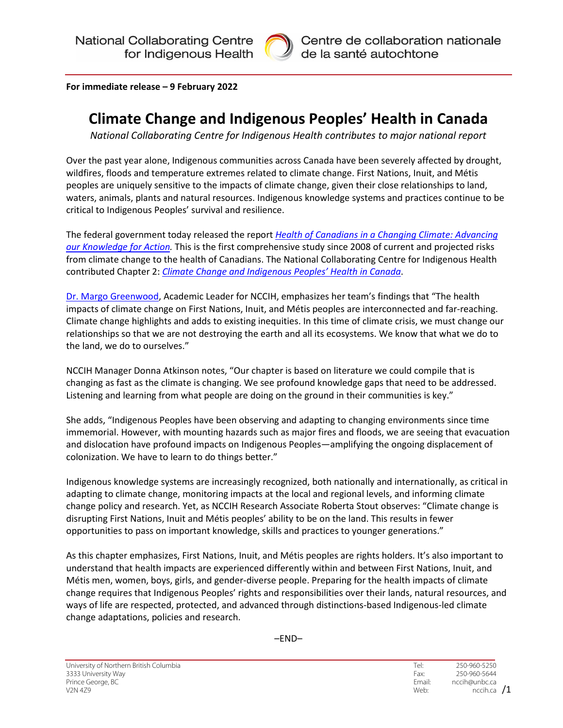National Collaborating Centre for Indigenous Health

Centre de collaboration nationale de la santé autochtone

**For immediate release – 9 February 2022**

# Climate Change and Indigenous Peoples' Health in Canada

*National Collaborating Centre for Indigenous Health contributes to major national report*

Over the past year alone, Indigenous communities across Canada have been severely affected by drought, wildfires, floods and temperature extremes related to climate change. First Nations, Inuit, and Métis peoples are uniquely sensitive to the impacts of climate change, given their close relationships to land, waters, animals, plants and natural resources. Indigenous knowledge systems and practices continue to be critical to Indigenous Peoples' survival and resilience.

The federal government today released the report *Health of Canadians in a Changing Climate: Advancing our Knowledge for Action.* This is the first comprehensive study since 2008 of current and projected risks from climate change to the health of Canadians. The National Collaborating Centre for Indigenous Health contributed Chapter 2: *Climate Change and Indigenous Peoples' Health in Canada*.

Dr. Margo Greenwood, Academic Leader for NCCIH, emphasizes her team's findings that "The health impacts of climate change on First Nations, Inuit, and Métis peoples are interconnected and far-reaching. Climate change highlights and adds to existing inequities. In this time of climate crisis, we must change our relationships so that we are not destroying the earth and all its ecosystems. We know that what we do to the land, we do to ourselves."

NCCIH Manager Donna Atkinson notes, "Our chapter is based on literature we could compile that is changing as fast as the climate is changing. We see profound knowledge gaps that need to be addressed. Listening and learning from what people are doing on the ground in their communities is key."

She adds, "Indigenous Peoples have been observing and adapting to changing environments since time immemorial. However, with mounting hazards such as major fires and floods, we are seeing that evacuation and dislocation have profound impacts on Indigenous Peoples—amplifying the ongoing displacement of colonization. We have to learn to do things better."

Indigenous knowledge systems are increasingly recognized, both nationally and internationally, as critical in adapting to climate change, monitoring impacts at the local and regional levels, and informing climate change policy and research. Yet, as NCCIH Research Associate Roberta Stout observes: "Climate change is disrupting First Nations, Inuit and Métis peoples' ability to be on the land. This results in fewer opportunities to pass on important knowledge, skills and practices to younger generations."

As this chapter emphasizes, First Nations, Inuit, and Métis peoples are rights holders. It's also important to understand that health impacts are experienced differently within and between First Nations, Inuit, and Métis men, women, boys, girls, and gender-diverse people. Preparing for the health impacts of climate change requires that Indigenous Peoples' rights and responsibilities over their lands, natural resources, and ways of life are respected, protected, and advanced through distinctions-based Indigenous-led climate change adaptations, policies and research.

–END–

University of Northern British Columbia
3333 University Way
Prince George, BC
V2N 4Z9

Tel: 250-960-5250
Fax: 250-960-5644
Email: nccih@unbc.ca
Web: nccih.ca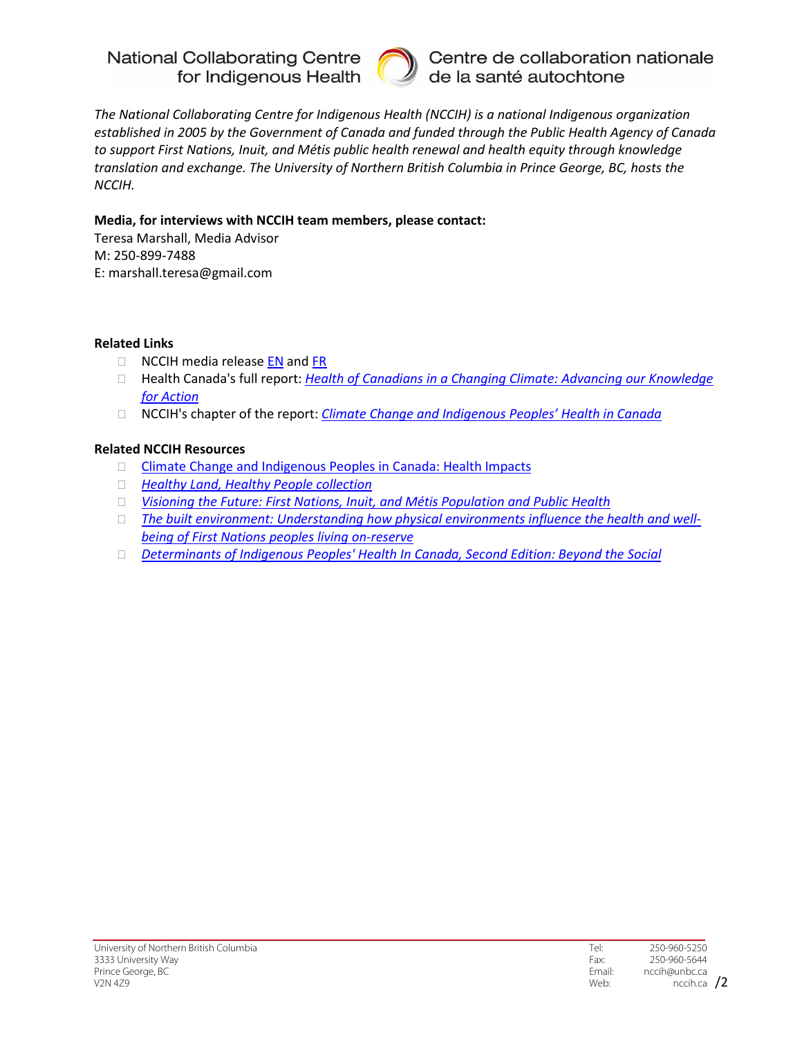*The National Collaborating Centre for Indigenous Health (NCCIH) is a national Indigenous organization established in 2005 by the Government of Canada and funded through the Public Health Agency of Canada to support First Nations, Inuit, and Métis public health renewal and health equity through knowledge translation and exchange. The University of Northern British Columbia in Prince George, BC, hosts the NCCIH.*

**Media, for interviews with NCCIH team members, please contact:**
Teresa Marshall, Media Advisor
M: 250-899-7488
E: marshall.teresa@gmail.com

**Related Links**

- NCCIH media release EN and FR
- Health Canada's full report: *Health of Canadians in a Changing Climate: Advancing our Knowledge for Action*
- NCCIH's chapter of the report: *Climate Change and Indigenous Peoples' Health in Canada*

**Related NCCIH Resources**

- Climate Change and Indigenous Peoples in Canada: Health Impacts
- *Healthy Land, Healthy People collection*
- *Visioning the Future: First Nations, Inuit, and Métis Population and Public Health*
- *The built environment: Understanding how physical environments influence the health and well-being of First Nations peoples living on-reserve*
- *Determinants of Indigenous Peoples' Health In Canada, Second Edition: Beyond the Social*